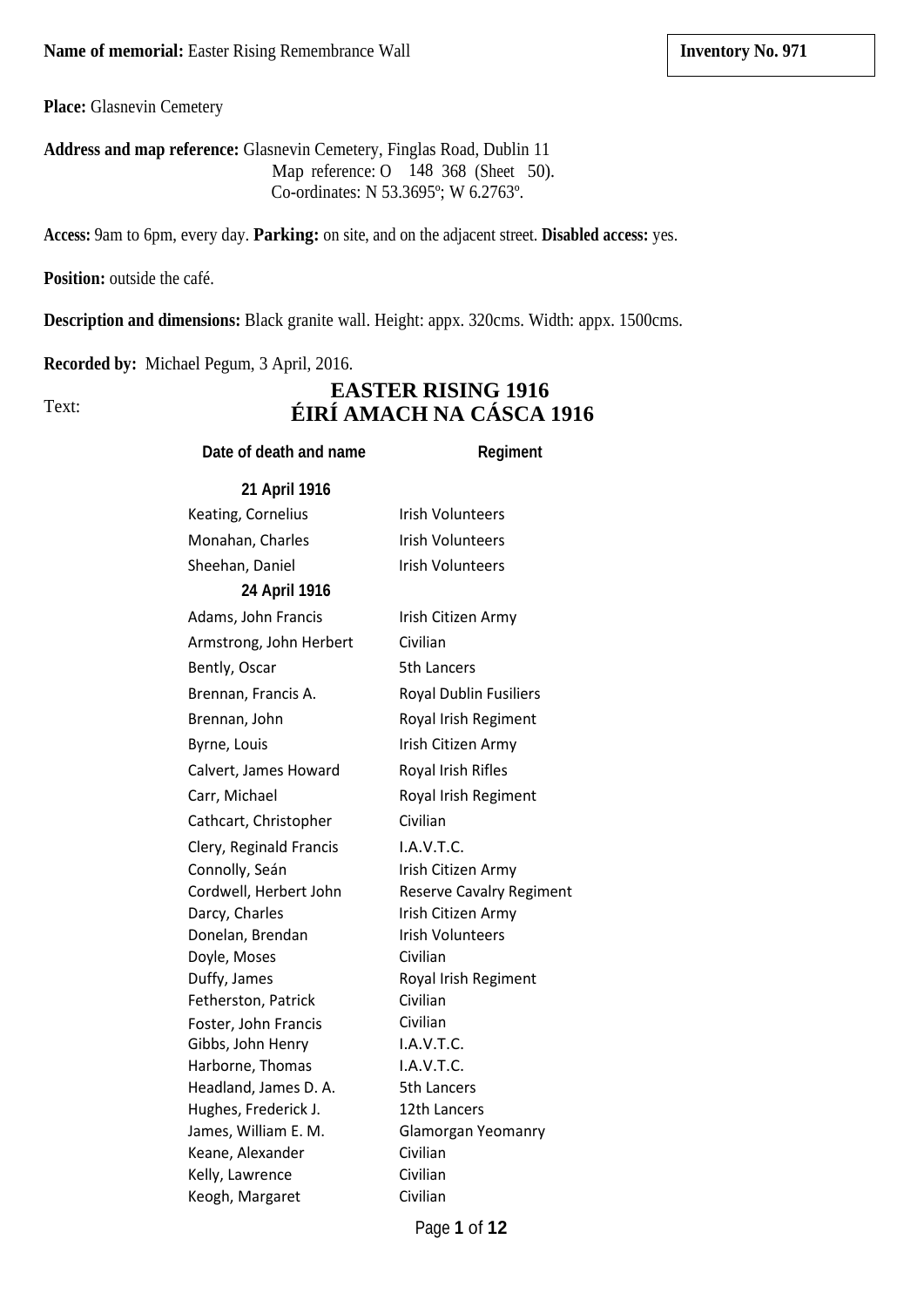**Name of memorial:** Easter Rising Remembrance Wall

**Inventory No. 971**

**Place:** Glasnevin Cemetery

**Address and map reference:** Glasnevin Cemetery, Finglas Road, Dublin 11
Map reference: O 148 368 (Sheet 50).
Co-ordinates: N 53.3695º; W 6.2763º.

**Access:** 9am to 6pm, every day. **Parking:** on site, and on the adjacent street. **Disabled access:** yes.

**Position:** outside the café.

**Description and dimensions:** Black granite wall. Height: appx. 320cms. Width: appx. 1500cms.

**Recorded by:** Michael Pegum, 3 April, 2016.

Text:

## EASTER RISING 1916
## ÉIRÍ AMACH NA CÁSCA 1916

| Date of death and name | Regiment |
|---|---|
| **21 April 1916** | |
| Keating, Cornelius | Irish Volunteers |
| Monahan, Charles | Irish Volunteers |
| Sheehan, Daniel | Irish Volunteers |
| **24 April 1916** | |
| Adams, John Francis | Irish Citizen Army |
| Armstrong, John Herbert | Civilian |
| Bently, Oscar | 5th Lancers |
| Brennan, Francis A. | Royal Dublin Fusiliers |
| Brennan, John | Royal Irish Regiment |
| Byrne, Louis | Irish Citizen Army |
| Calvert, James Howard | Royal Irish Rifles |
| Carr, Michael | Royal Irish Regiment |
| Cathcart, Christopher | Civilian |
| Clery, Reginald Francis | I.A.V.T.C. |
| Connolly, Seán | Irish Citizen Army |
| Cordwell, Herbert John | Reserve Cavalry Regiment |
| Darcy, Charles | Irish Citizen Army |
| Donelan, Brendan | Irish Volunteers |
| Doyle, Moses | Civilian |
| Duffy, James | Royal Irish Regiment |
| Fetherston, Patrick | Civilian |
| Foster, John Francis | Civilian |
| Gibbs, John Henry | I.A.V.T.C. |
| Harborne, Thomas | I.A.V.T.C. |
| Headland, James D. A. | 5th Lancers |
| Hughes, Frederick J. | 12th Lancers |
| James, William E. M. | Glamorgan Yeomanry |
| Keane, Alexander | Civilian |
| Kelly, Lawrence | Civilian |
| Keogh, Margaret | Civilian |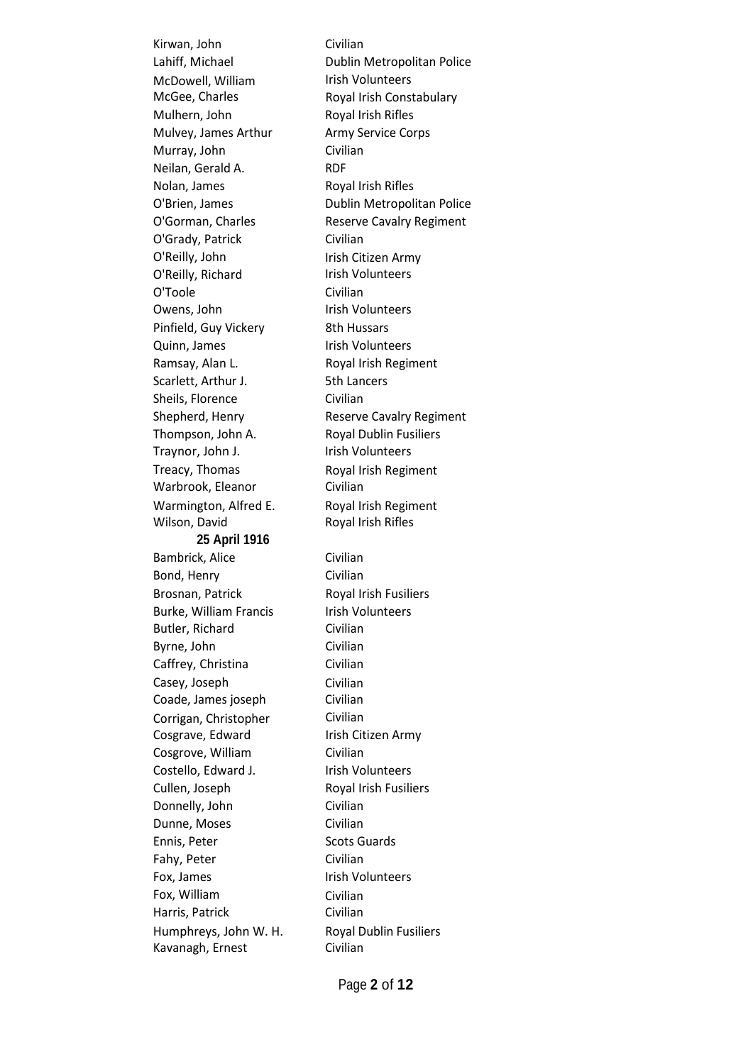| | |
|---|---|
| Kirwan, John | Civilian |
| Lahiff, Michael | Dublin Metropolitan Police |
| McDowell, William | Irish Volunteers |
| McGee, Charles | Royal Irish Constabulary |
| Mulhern, John | Royal Irish Rifles |
| Mulvey, James Arthur | Army Service Corps |
| Murray, John | Civilian |
| Neilan, Gerald A. | RDF |
| Nolan, James | Royal Irish Rifles |
| O'Brien, James | Dublin Metropolitan Police |
| O'Gorman, Charles | Reserve Cavalry Regiment |
| O'Grady, Patrick | Civilian |
| O'Reilly, John | Irish Citizen Army |
| O'Reilly, Richard | Irish Volunteers |
| O'Toole | Civilian |
| Owens, John | Irish Volunteers |
| Pinfield, Guy Vickery | 8th Hussars |
| Quinn, James | Irish Volunteers |
| Ramsay, Alan L. | Royal Irish Regiment |
| Scarlett, Arthur J. | 5th Lancers |
| Sheils, Florence | Civilian |
| Shepherd, Henry | Reserve Cavalry Regiment |
| Thompson, John A. | Royal Dublin Fusiliers |
| Traynor, John J. | Irish Volunteers |
| Treacy, Thomas | Royal Irish Regiment |
| Warbrook, Eleanor | Civilian |
| Warmington, Alfred E. | Royal Irish Regiment |
| Wilson, David | Royal Irish Rifles |

**25 April 1916**

| | |
|---|---|
| Bambrick, Alice | Civilian |
| Bond, Henry | Civilian |
| Brosnan, Patrick | Royal Irish Fusiliers |
| Burke, William Francis | Irish Volunteers |
| Butler, Richard | Civilian |
| Byrne, John | Civilian |
| Caffrey, Christina | Civilian |
| Casey, Joseph | Civilian |
| Coade, James joseph | Civilian |
| Corrigan, Christopher | Civilian |
| Cosgrave, Edward | Irish Citizen Army |
| Cosgrove, William | Civilian |
| Costello, Edward J. | Irish Volunteers |
| Cullen, Joseph | Royal Irish Fusiliers |
| Donnelly, John | Civilian |
| Dunne, Moses | Civilian |
| Ennis, Peter | Scots Guards |
| Fahy, Peter | Civilian |
| Fox, James | Irish Volunteers |
| Fox, William | Civilian |
| Harris, Patrick | Civilian |
| Humphreys, John W. H. | Royal Dublin Fusiliers |
| Kavanagh, Ernest | Civilian |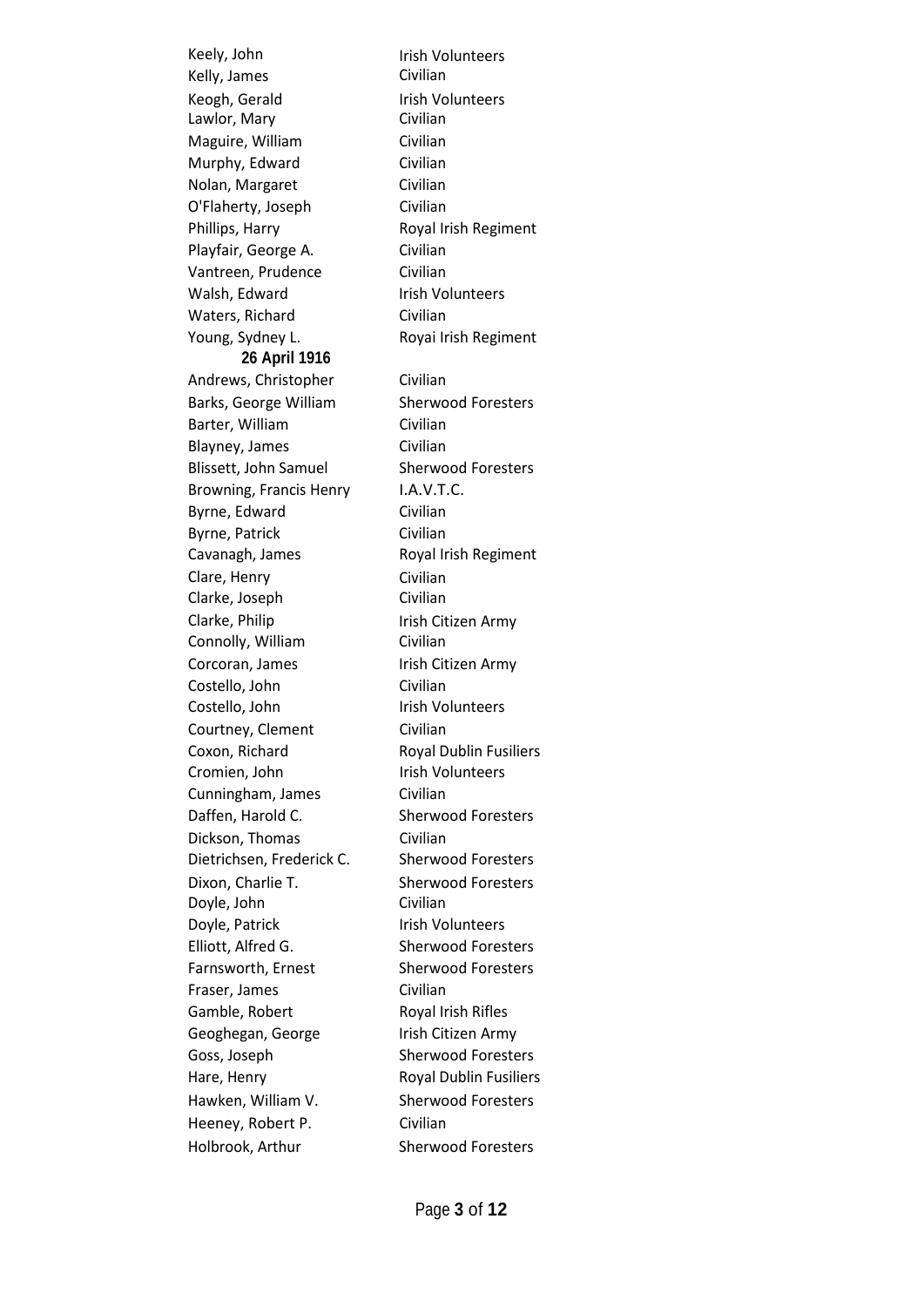| | |
|---|---|
| Keely, John | Irish Volunteers |
| Kelly, James | Civilian |
| Keogh, Gerald | Irish Volunteers |
| Lawlor, Mary | Civilian |
| Maguire, William | Civilian |
| Murphy, Edward | Civilian |
| Nolan, Margaret | Civilian |
| O'Flaherty, Joseph | Civilian |
| Phillips, Harry | Royal Irish Regiment |
| Playfair, George A. | Civilian |
| Vantreen, Prudence | Civilian |
| Walsh, Edward | Irish Volunteers |
| Waters, Richard | Civilian |
| Young, Sydney L. | Royai Irish Regiment |

**26 April 1916**

| | |
|---|---|
| Andrews, Christopher | Civilian |
| Barks, George William | Sherwood Foresters |
| Barter, William | Civilian |
| Blayney, James | Civilian |
| Blissett, John Samuel | Sherwood Foresters |
| Browning, Francis Henry | I.A.V.T.C. |
| Byrne, Edward | Civilian |
| Byrne, Patrick | Civilian |
| Cavanagh, James | Royal Irish Regiment |
| Clare, Henry | Civilian |
| Clarke, Joseph | Civilian |
| Clarke, Philip | Irish Citizen Army |
| Connolly, William | Civilian |
| Corcoran, James | Irish Citizen Army |
| Costello, John | Civilian |
| Costello, John | Irish Volunteers |
| Courtney, Clement | Civilian |
| Coxon, Richard | Royal Dublin Fusiliers |
| Cromien, John | Irish Volunteers |
| Cunningham, James | Civilian |
| Daffen, Harold C. | Sherwood Foresters |
| Dickson, Thomas | Civilian |
| Dietrichsen, Frederick C. | Sherwood Foresters |
| Dixon, Charlie T. | Sherwood Foresters |
| Doyle, John | Civilian |
| Doyle, Patrick | Irish Volunteers |
| Elliott, Alfred G. | Sherwood Foresters |
| Farnsworth, Ernest | Sherwood Foresters |
| Fraser, James | Civilian |
| Gamble, Robert | Royal Irish Rifles |
| Geoghegan, George | Irish Citizen Army |
| Goss, Joseph | Sherwood Foresters |
| Hare, Henry | Royal Dublin Fusiliers |
| Hawken, William V. | Sherwood Foresters |
| Heeney, Robert P. | Civilian |
| Holbrook, Arthur | Sherwood Foresters |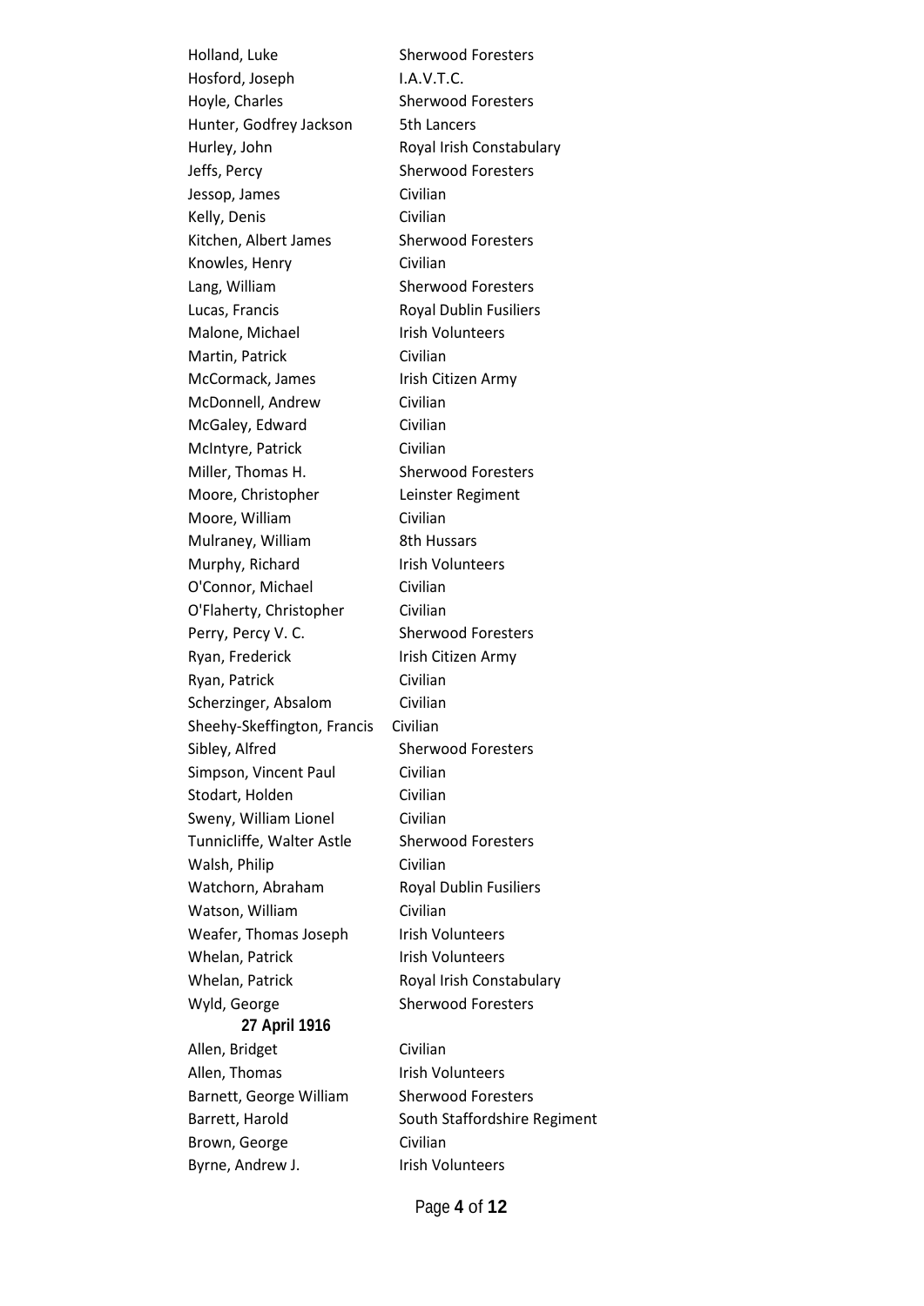| | |
|---|---|
| Holland, Luke | Sherwood Foresters |
| Hosford, Joseph | I.A.V.T.C. |
| Hoyle, Charles | Sherwood Foresters |
| Hunter, Godfrey Jackson | 5th Lancers |
| Hurley, John | Royal Irish Constabulary |
| Jeffs, Percy | Sherwood Foresters |
| Jessop, James | Civilian |
| Kelly, Denis | Civilian |
| Kitchen, Albert James | Sherwood Foresters |
| Knowles, Henry | Civilian |
| Lang, William | Sherwood Foresters |
| Lucas, Francis | Royal Dublin Fusiliers |
| Malone, Michael | Irish Volunteers |
| Martin, Patrick | Civilian |
| McCormack, James | Irish Citizen Army |
| McDonnell, Andrew | Civilian |
| McGaley, Edward | Civilian |
| McIntyre, Patrick | Civilian |
| Miller, Thomas H. | Sherwood Foresters |
| Moore, Christopher | Leinster Regiment |
| Moore, William | Civilian |
| Mulraney, William | 8th Hussars |
| Murphy, Richard | Irish Volunteers |
| O'Connor, Michael | Civilian |
| O'Flaherty, Christopher | Civilian |
| Perry, Percy V. C. | Sherwood Foresters |
| Ryan, Frederick | Irish Citizen Army |
| Ryan, Patrick | Civilian |
| Scherzinger, Absalom | Civilian |
| Sheehy-Skeffington, Francis | Civilian |
| Sibley, Alfred | Sherwood Foresters |
| Simpson, Vincent Paul | Civilian |
| Stodart, Holden | Civilian |
| Sweny, William Lionel | Civilian |
| Tunnicliffe, Walter Astle | Sherwood Foresters |
| Walsh, Philip | Civilian |
| Watchorn, Abraham | Royal Dublin Fusiliers |
| Watson, William | Civilian |
| Weafer, Thomas Joseph | Irish Volunteers |
| Whelan, Patrick | Irish Volunteers |
| Whelan, Patrick | Royal Irish Constabulary |
| Wyld, George | Sherwood Foresters |

**27 April 1916**

| | |
|---|---|
| Allen, Bridget | Civilian |
| Allen, Thomas | Irish Volunteers |
| Barnett, George William | Sherwood Foresters |
| Barrett, Harold | South Staffordshire Regiment |
| Brown, George | Civilian |
| Byrne, Andrew J. | Irish Volunteers |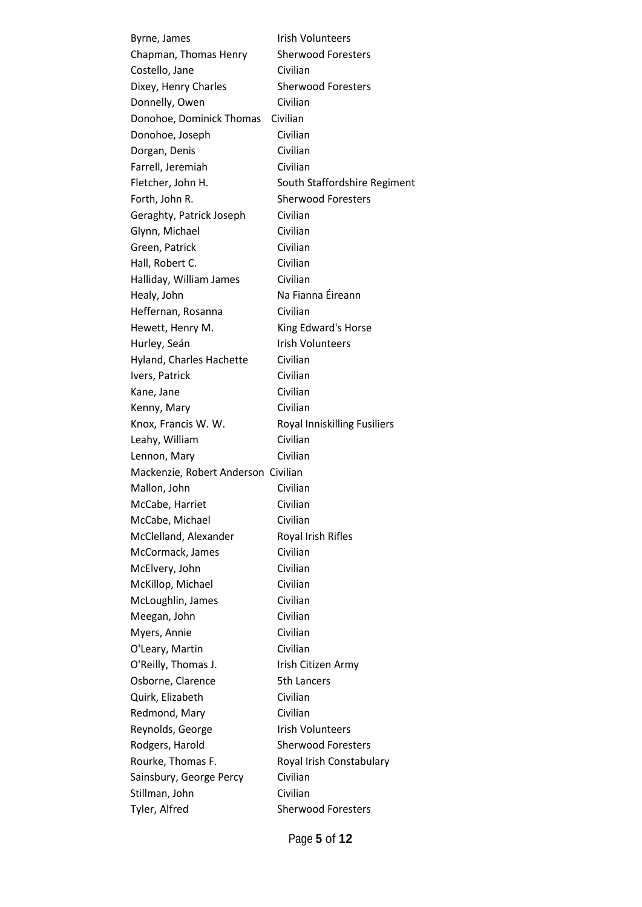| | |
|---|---|
| Byrne, James | Irish Volunteers |
| Chapman, Thomas Henry | Sherwood Foresters |
| Costello, Jane | Civilian |
| Dixey, Henry Charles | Sherwood Foresters |
| Donnelly, Owen | Civilian |
| Donohoe, Dominick Thomas | Civilian |
| Donohoe, Joseph | Civilian |
| Dorgan, Denis | Civilian |
| Farrell, Jeremiah | Civilian |
| Fletcher, John H. | South Staffordshire Regiment |
| Forth, John R. | Sherwood Foresters |
| Geraghty, Patrick Joseph | Civilian |
| Glynn, Michael | Civilian |
| Green, Patrick | Civilian |
| Hall, Robert C. | Civilian |
| Halliday, William James | Civilian |
| Healy, John | Na Fianna Éireann |
| Heffernan, Rosanna | Civilian |
| Hewett, Henry M. | King Edward's Horse |
| Hurley, Seán | Irish Volunteers |
| Hyland, Charles Hachette | Civilian |
| Ivers, Patrick | Civilian |
| Kane, Jane | Civilian |
| Kenny, Mary | Civilian |
| Knox, Francis W. W. | Royal Inniskilling Fusiliers |
| Leahy, William | Civilian |
| Lennon, Mary | Civilian |
| Mackenzie, Robert Anderson | Civilian |
| Mallon, John | Civilian |
| McCabe, Harriet | Civilian |
| McCabe, Michael | Civilian |
| McClelland, Alexander | Royal Irish Rifles |
| McCormack, James | Civilian |
| McElvery, John | Civilian |
| McKillop, Michael | Civilian |
| McLoughlin, James | Civilian |
| Meegan, John | Civilian |
| Myers, Annie | Civilian |
| O'Leary, Martin | Civilian |
| O'Reilly, Thomas J. | Irish Citizen Army |
| Osborne, Clarence | 5th Lancers |
| Quirk, Elizabeth | Civilian |
| Redmond, Mary | Civilian |
| Reynolds, George | Irish Volunteers |
| Rodgers, Harold | Sherwood Foresters |
| Rourke, Thomas F. | Royal Irish Constabulary |
| Sainsbury, George Percy | Civilian |
| Stillman, John | Civilian |
| Tyler, Alfred | Sherwood Foresters |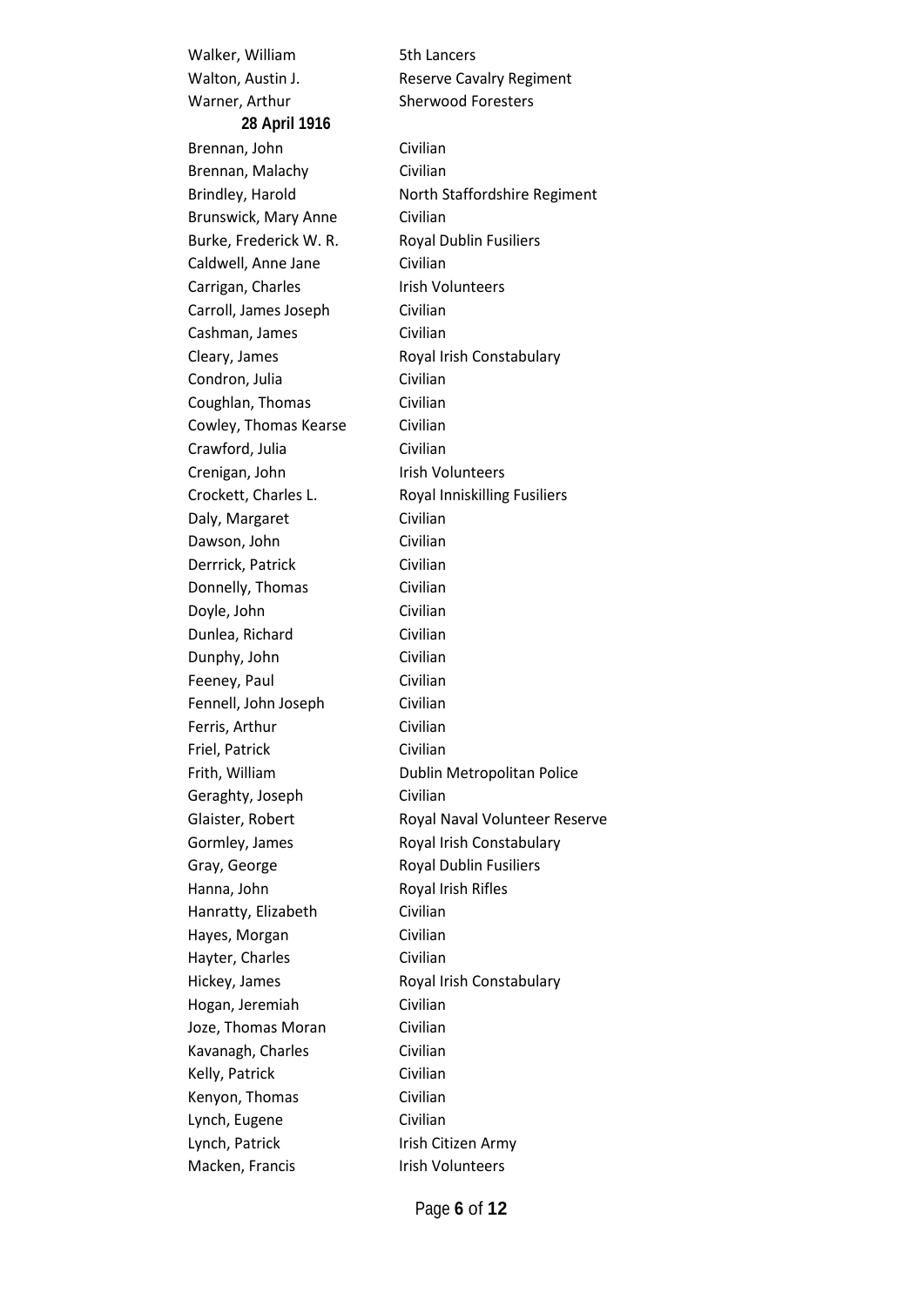| | |
|---|---|
| Walker, William | 5th Lancers |
| Walton, Austin J. | Reserve Cavalry Regiment |
| Warner, Arthur | Sherwood Foresters |

**28 April 1916**

| | |
|---|---|
| Brennan, John | Civilian |
| Brennan, Malachy | Civilian |
| Brindley, Harold | North Staffordshire Regiment |
| Brunswick, Mary Anne | Civilian |
| Burke, Frederick W. R. | Royal Dublin Fusiliers |
| Caldwell, Anne Jane | Civilian |
| Carrigan, Charles | Irish Volunteers |
| Carroll, James Joseph | Civilian |
| Cashman, James | Civilian |
| Cleary, James | Royal Irish Constabulary |
| Condron, Julia | Civilian |
| Coughlan, Thomas | Civilian |
| Cowley, Thomas Kearse | Civilian |
| Crawford, Julia | Civilian |
| Crenigan, John | Irish Volunteers |
| Crockett, Charles L. | Royal Inniskilling Fusiliers |
| Daly, Margaret | Civilian |
| Dawson, John | Civilian |
| Derrrick, Patrick | Civilian |
| Donnelly, Thomas | Civilian |
| Doyle, John | Civilian |
| Dunlea, Richard | Civilian |
| Dunphy, John | Civilian |
| Feeney, Paul | Civilian |
| Fennell, John Joseph | Civilian |
| Ferris, Arthur | Civilian |
| Friel, Patrick | Civilian |
| Frith, William | Dublin Metropolitan Police |
| Geraghty, Joseph | Civilian |
| Glaister, Robert | Royal Naval Volunteer Reserve |
| Gormley, James | Royal Irish Constabulary |
| Gray, George | Royal Dublin Fusiliers |
| Hanna, John | Royal Irish Rifles |
| Hanratty, Elizabeth | Civilian |
| Hayes, Morgan | Civilian |
| Hayter, Charles | Civilian |
| Hickey, James | Royal Irish Constabulary |
| Hogan, Jeremiah | Civilian |
| Joze, Thomas Moran | Civilian |
| Kavanagh, Charles | Civilian |
| Kelly, Patrick | Civilian |
| Kenyon, Thomas | Civilian |
| Lynch, Eugene | Civilian |
| Lynch, Patrick | Irish Citizen Army |
| Macken, Francis | Irish Volunteers |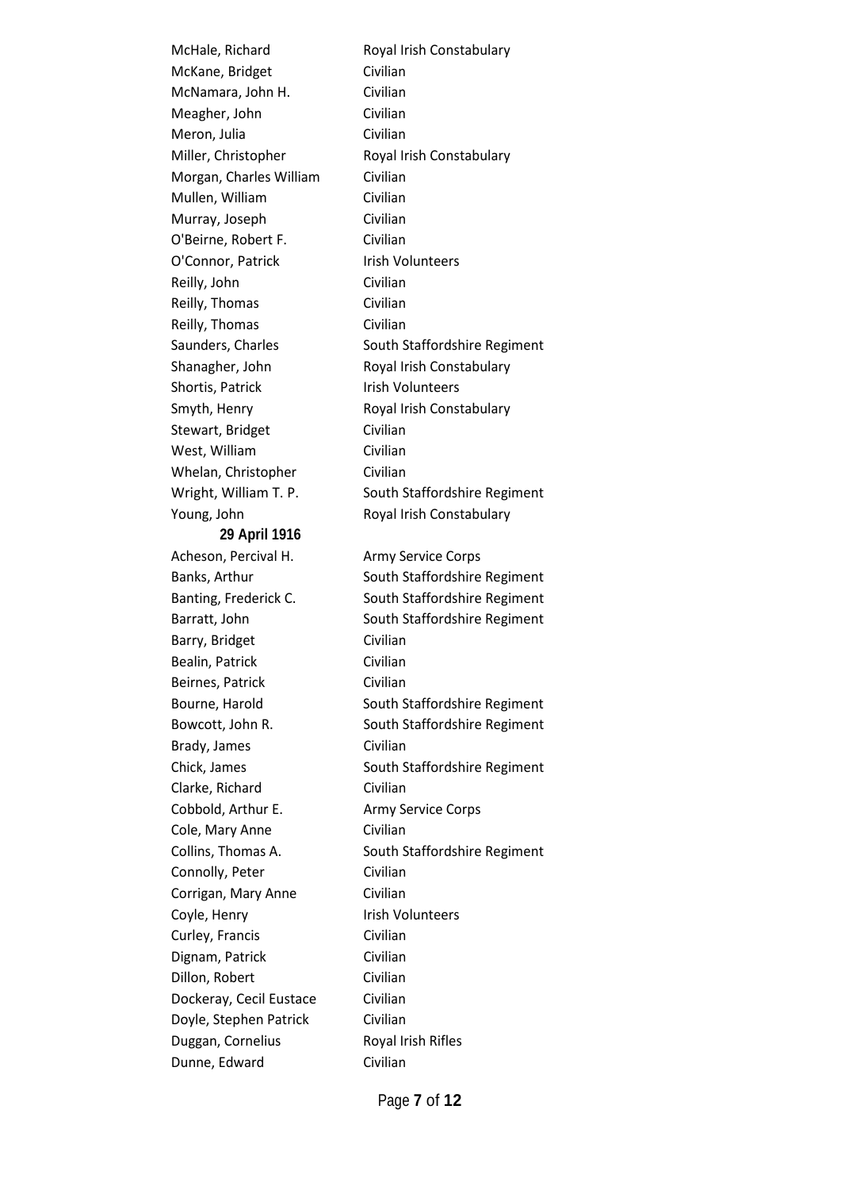| | |
|---|---|
| McHale, Richard | Royal Irish Constabulary |
| McKane, Bridget | Civilian |
| McNamara, John H. | Civilian |
| Meagher, John | Civilian |
| Meron, Julia | Civilian |
| Miller, Christopher | Royal Irish Constabulary |
| Morgan, Charles William | Civilian |
| Mullen, William | Civilian |
| Murray, Joseph | Civilian |
| O'Beirne, Robert F. | Civilian |
| O'Connor, Patrick | Irish Volunteers |
| Reilly, John | Civilian |
| Reilly, Thomas | Civilian |
| Reilly, Thomas | Civilian |
| Saunders, Charles | South Staffordshire Regiment |
| Shanagher, John | Royal Irish Constabulary |
| Shortis, Patrick | Irish Volunteers |
| Smyth, Henry | Royal Irish Constabulary |
| Stewart, Bridget | Civilian |
| West, William | Civilian |
| Whelan, Christopher | Civilian |
| Wright, William T. P. | South Staffordshire Regiment |
| Young, John | Royal Irish Constabulary |

**29 April 1916**

| | |
|---|---|
| Acheson, Percival H. | Army Service Corps |
| Banks, Arthur | South Staffordshire Regiment |
| Banting, Frederick C. | South Staffordshire Regiment |
| Barratt, John | South Staffordshire Regiment |
| Barry, Bridget | Civilian |
| Bealin, Patrick | Civilian |
| Beirnes, Patrick | Civilian |
| Bourne, Harold | South Staffordshire Regiment |
| Bowcott, John R. | South Staffordshire Regiment |
| Brady, James | Civilian |
| Chick, James | South Staffordshire Regiment |
| Clarke, Richard | Civilian |
| Cobbold, Arthur E. | Army Service Corps |
| Cole, Mary Anne | Civilian |
| Collins, Thomas A. | South Staffordshire Regiment |
| Connolly, Peter | Civilian |
| Corrigan, Mary Anne | Civilian |
| Coyle, Henry | Irish Volunteers |
| Curley, Francis | Civilian |
| Dignam, Patrick | Civilian |
| Dillon, Robert | Civilian |
| Dockeray, Cecil Eustace | Civilian |
| Doyle, Stephen Patrick | Civilian |
| Duggan, Cornelius | Royal Irish Rifles |
| Dunne, Edward | Civilian |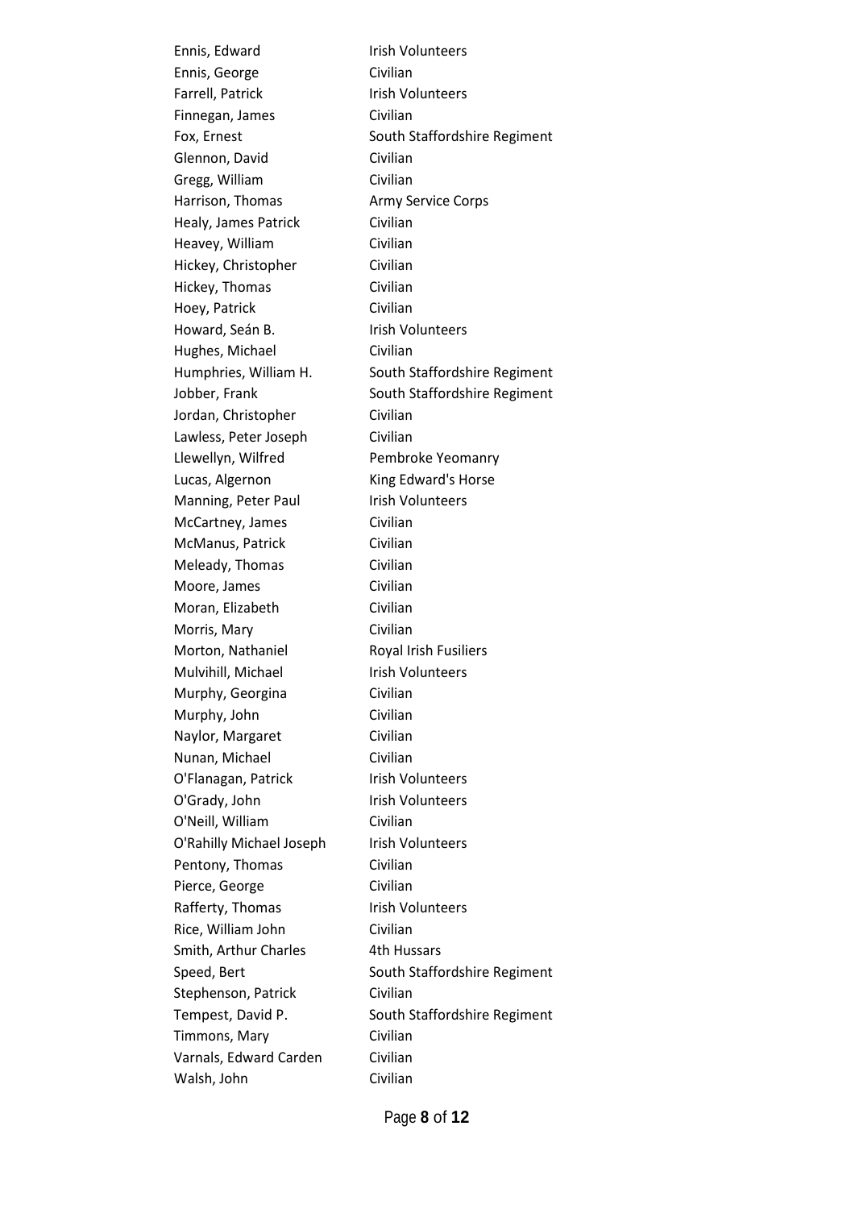| | |
|---|---|
| Ennis, Edward | Irish Volunteers |
| Ennis, George | Civilian |
| Farrell, Patrick | Irish Volunteers |
| Finnegan, James | Civilian |
| Fox, Ernest | South Staffordshire Regiment |
| Glennon, David | Civilian |
| Gregg, William | Civilian |
| Harrison, Thomas | Army Service Corps |
| Healy, James Patrick | Civilian |
| Heavey, William | Civilian |
| Hickey, Christopher | Civilian |
| Hickey, Thomas | Civilian |
| Hoey, Patrick | Civilian |
| Howard, Seán B. | Irish Volunteers |
| Hughes, Michael | Civilian |
| Humphries, William H. | South Staffordshire Regiment |
| Jobber, Frank | South Staffordshire Regiment |
| Jordan, Christopher | Civilian |
| Lawless, Peter Joseph | Civilian |
| Llewellyn, Wilfred | Pembroke Yeomanry |
| Lucas, Algernon | King Edward's Horse |
| Manning, Peter Paul | Irish Volunteers |
| McCartney, James | Civilian |
| McManus, Patrick | Civilian |
| Meleady, Thomas | Civilian |
| Moore, James | Civilian |
| Moran, Elizabeth | Civilian |
| Morris, Mary | Civilian |
| Morton, Nathaniel | Royal Irish Fusiliers |
| Mulvihill, Michael | Irish Volunteers |
| Murphy, Georgina | Civilian |
| Murphy, John | Civilian |
| Naylor, Margaret | Civilian |
| Nunan, Michael | Civilian |
| O'Flanagan, Patrick | Irish Volunteers |
| O'Grady, John | Irish Volunteers |
| O'Neill, William | Civilian |
| O'Rahilly Michael Joseph | Irish Volunteers |
| Pentony, Thomas | Civilian |
| Pierce, George | Civilian |
| Rafferty, Thomas | Irish Volunteers |
| Rice, William John | Civilian |
| Smith, Arthur Charles | 4th Hussars |
| Speed, Bert | South Staffordshire Regiment |
| Stephenson, Patrick | Civilian |
| Tempest, David P. | South Staffordshire Regiment |
| Timmons, Mary | Civilian |
| Varnals, Edward Carden | Civilian |
| Walsh, John | Civilian |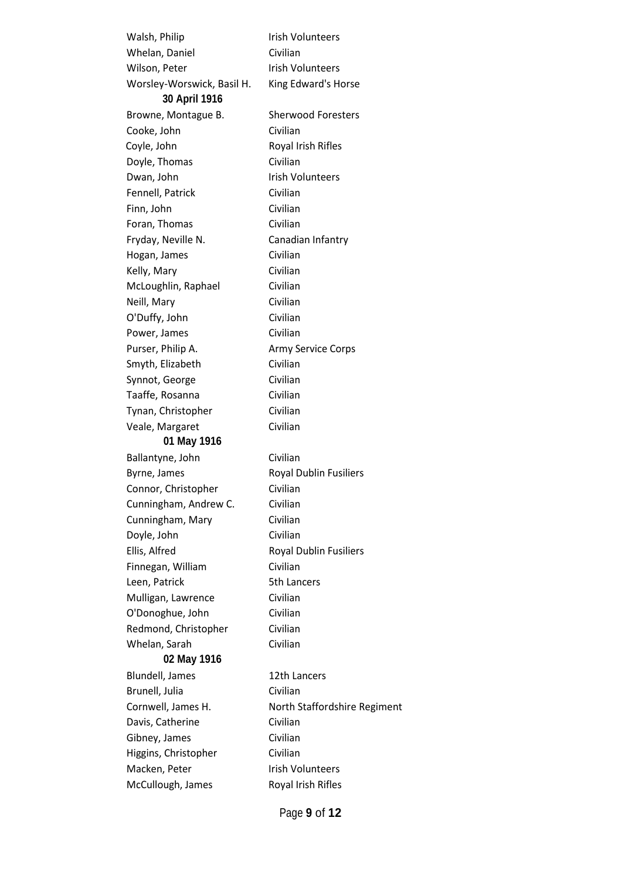| Name | Unit |
| --- | --- |
| Walsh, Philip | Irish Volunteers |
| Whelan, Daniel | Civilian |
| Wilson, Peter | Irish Volunteers |
| Worsley-Worswick, Basil H. | King Edward's Horse |
| **30 April 1916** | |
| Browne, Montague B. | Sherwood Foresters |
| Cooke, John | Civilian |
| Coyle, John | Royal Irish Rifles |
| Doyle, Thomas | Civilian |
| Dwan, John | Irish Volunteers |
| Fennell, Patrick | Civilian |
| Finn, John | Civilian |
| Foran, Thomas | Civilian |
| Fryday, Neville N. | Canadian Infantry |
| Hogan, James | Civilian |
| Kelly, Mary | Civilian |
| McLoughlin, Raphael | Civilian |
| Neill, Mary | Civilian |
| O'Duffy, John | Civilian |
| Power, James | Civilian |
| Purser, Philip A. | Army Service Corps |
| Smyth, Elizabeth | Civilian |
| Synnot, George | Civilian |
| Taaffe, Rosanna | Civilian |
| Tynan, Christopher | Civilian |
| Veale, Margaret | Civilian |
| **01 May 1916** | |
| Ballantyne, John | Civilian |
| Byrne, James | Royal Dublin Fusiliers |
| Connor, Christopher | Civilian |
| Cunningham, Andrew C. | Civilian |
| Cunningham, Mary | Civilian |
| Doyle, John | Civilian |
| Ellis, Alfred | Royal Dublin Fusiliers |
| Finnegan, William | Civilian |
| Leen, Patrick | 5th Lancers |
| Mulligan, Lawrence | Civilian |
| O'Donoghue, John | Civilian |
| Redmond, Christopher | Civilian |
| Whelan, Sarah | Civilian |
| **02 May 1916** | |
| Blundell, James | 12th Lancers |
| Brunell, Julia | Civilian |
| Cornwell, James H. | North Staffordshire Regiment |
| Davis, Catherine | Civilian |
| Gibney, James | Civilian |
| Higgins, Christopher | Civilian |
| Macken, Peter | Irish Volunteers |
| McCullough, James | Royal Irish Rifles |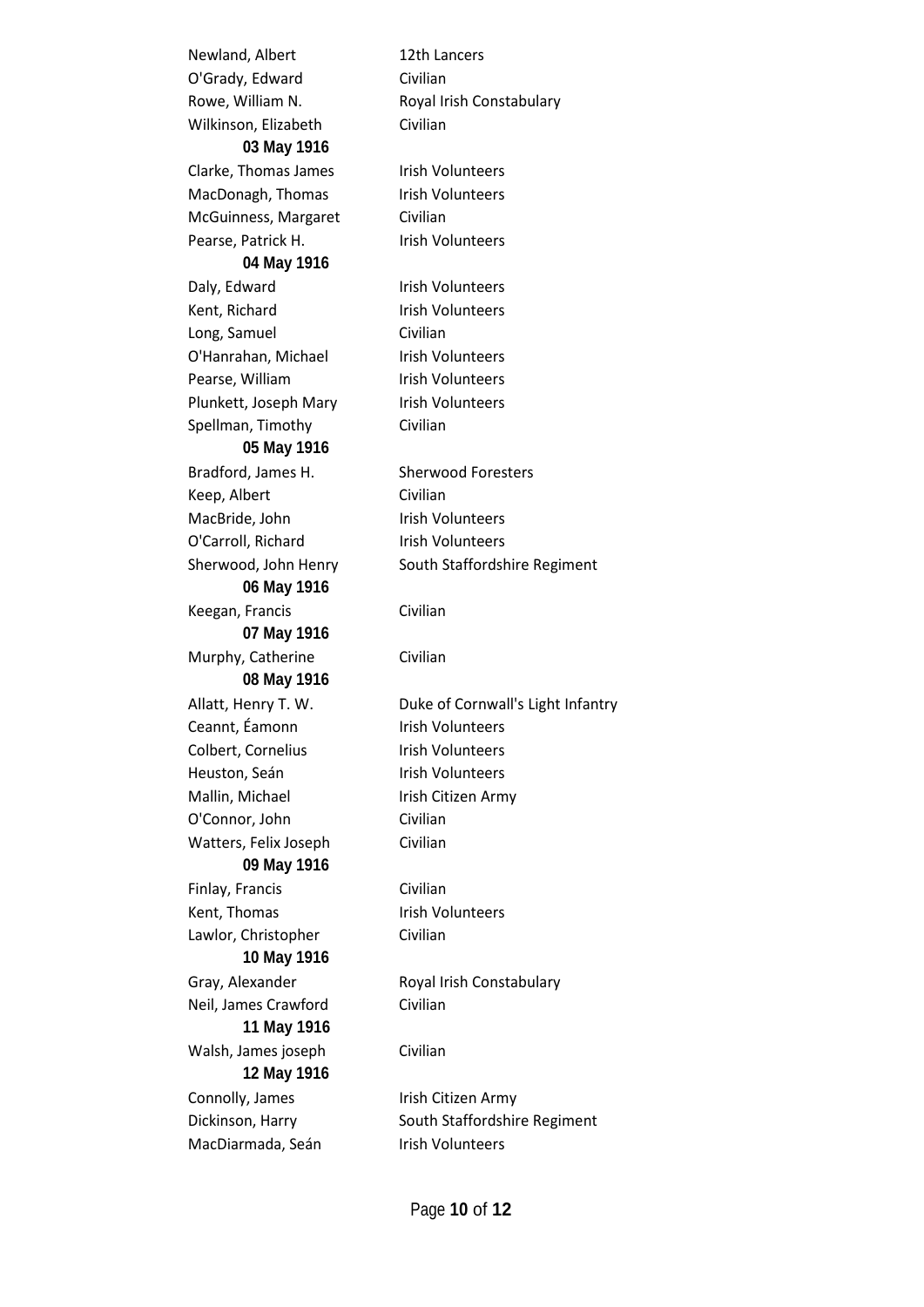Newland, Albert 12th Lancers
O'Grady, Edward Civilian
Rowe, William N. Royal Irish Constabulary
Wilkinson, Elizabeth Civilian

**03 May 1916**

Clarke, Thomas James Irish Volunteers
MacDonagh, Thomas Irish Volunteers
McGuinness, Margaret Civilian
Pearse, Patrick H. Irish Volunteers

**04 May 1916**

Daly, Edward Irish Volunteers
Kent, Richard Irish Volunteers
Long, Samuel Civilian
O'Hanrahan, Michael Irish Volunteers
Pearse, William Irish Volunteers
Plunkett, Joseph Mary Irish Volunteers
Spellman, Timothy Civilian

**05 May 1916**

Bradford, James H. Sherwood Foresters
Keep, Albert Civilian
MacBride, John Irish Volunteers
O'Carroll, Richard Irish Volunteers
Sherwood, John Henry South Staffordshire Regiment

**06 May 1916**

Keegan, Francis Civilian

**07 May 1916**

Murphy, Catherine Civilian

**08 May 1916**

Allatt, Henry T. W. Duke of Cornwall's Light Infantry
Ceannt, Éamonn Irish Volunteers
Colbert, Cornelius Irish Volunteers
Heuston, Seán Irish Volunteers
Mallin, Michael Irish Citizen Army
O'Connor, John Civilian
Watters, Felix Joseph Civilian

**09 May 1916**

Finlay, Francis Civilian
Kent, Thomas Irish Volunteers
Lawlor, Christopher Civilian

**10 May 1916**

Gray, Alexander Royal Irish Constabulary
Neil, James Crawford Civilian

**11 May 1916**

Walsh, James joseph Civilian

**12 May 1916**

Connolly, James Irish Citizen Army
Dickinson, Harry South Staffordshire Regiment
MacDiarmada, Seán Irish Volunteers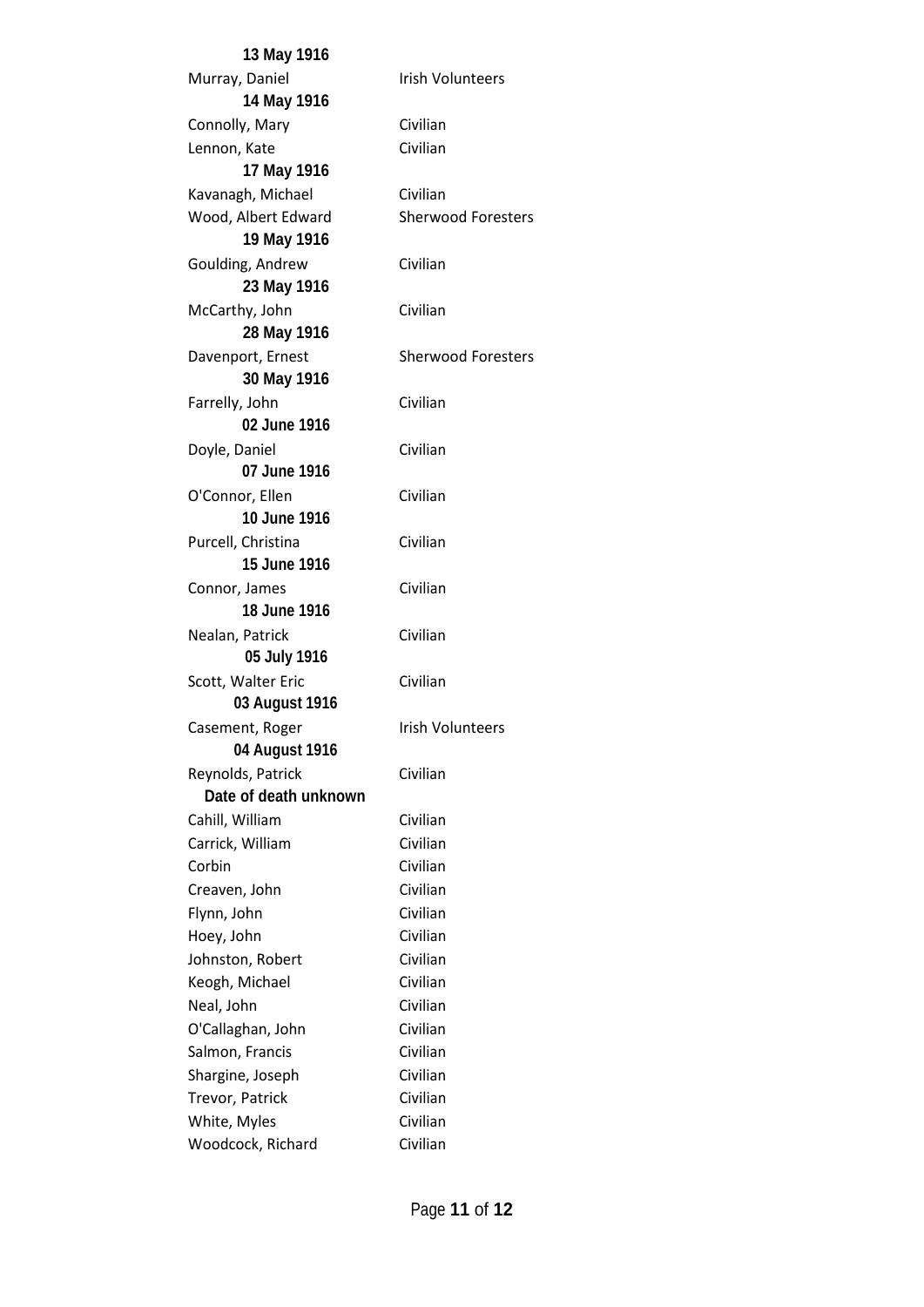**13 May 1916**

| | |
|---|---|
| Murray, Daniel | Irish Volunteers |

**14 May 1916**

| | |
|---|---|
| Connolly, Mary | Civilian |
| Lennon, Kate | Civilian |

**17 May 1916**

| | |
|---|---|
| Kavanagh, Michael | Civilian |
| Wood, Albert Edward | Sherwood Foresters |

**19 May 1916**

| | |
|---|---|
| Goulding, Andrew | Civilian |

**23 May 1916**

| | |
|---|---|
| McCarthy, John | Civilian |

**28 May 1916**

| | |
|---|---|
| Davenport, Ernest | Sherwood Foresters |

**30 May 1916**

| | |
|---|---|
| Farrelly, John | Civilian |

**02 June 1916**

| | |
|---|---|
| Doyle, Daniel | Civilian |

**07 June 1916**

| | |
|---|---|
| O'Connor, Ellen | Civilian |

**10 June 1916**

| | |
|---|---|
| Purcell, Christina | Civilian |

**15 June 1916**

| | |
|---|---|
| Connor, James | Civilian |

**18 June 1916**

| | |
|---|---|
| Nealan, Patrick | Civilian |

**05 July 1916**

| | |
|---|---|
| Scott, Walter Eric | Civilian |

**03 August 1916**

| | |
|---|---|
| Casement, Roger | Irish Volunteers |

**04 August 1916**

| | |
|---|---|
| Reynolds, Patrick | Civilian |

**Date of death unknown**

| | |
|---|---|
| Cahill, William | Civilian |
| Carrick, William | Civilian |
| Corbin | Civilian |
| Creaven, John | Civilian |
| Flynn, John | Civilian |
| Hoey, John | Civilian |
| Johnston, Robert | Civilian |
| Keogh, Michael | Civilian |
| Neal, John | Civilian |
| O'Callaghan, John | Civilian |
| Salmon, Francis | Civilian |
| Shargine, Joseph | Civilian |
| Trevor, Patrick | Civilian |
| White, Myles | Civilian |
| Woodcock, Richard | Civilian |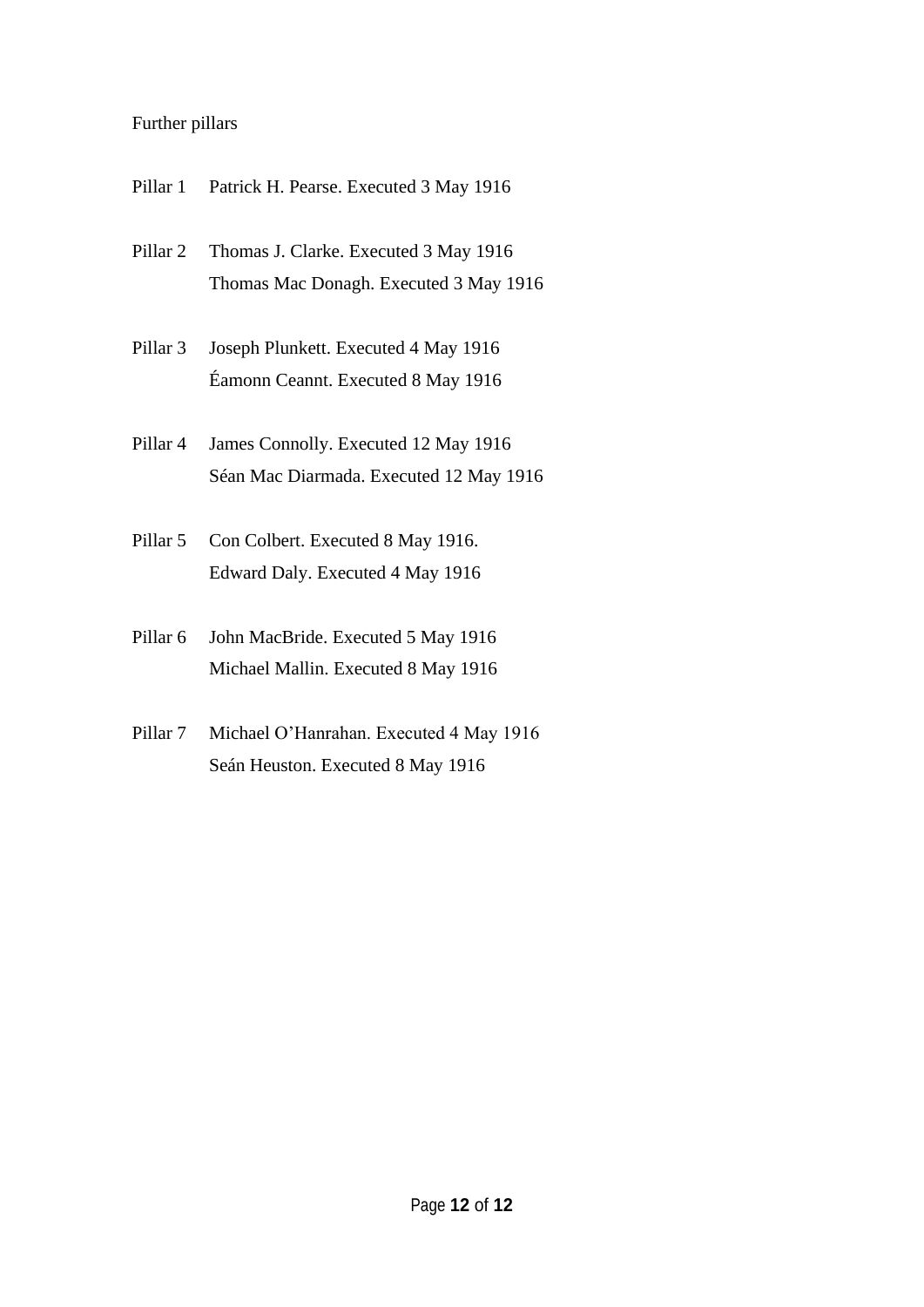Further pillars

Pillar 1 Patrick H. Pearse. Executed 3 May 1916

Pillar 2 Thomas J. Clarke. Executed 3 May 1916
Thomas Mac Donagh. Executed 3 May 1916

Pillar 3 Joseph Plunkett. Executed 4 May 1916
Éamonn Ceannt. Executed 8 May 1916

Pillar 4 James Connolly. Executed 12 May 1916
Séan Mac Diarmada. Executed 12 May 1916

Pillar 5 Con Colbert. Executed 8 May 1916.
Edward Daly. Executed 4 May 1916

Pillar 6 John MacBride. Executed 5 May 1916
Michael Mallin. Executed 8 May 1916

Pillar 7 Michael O'Hanrahan. Executed 4 May 1916
Seán Heuston. Executed 8 May 1916